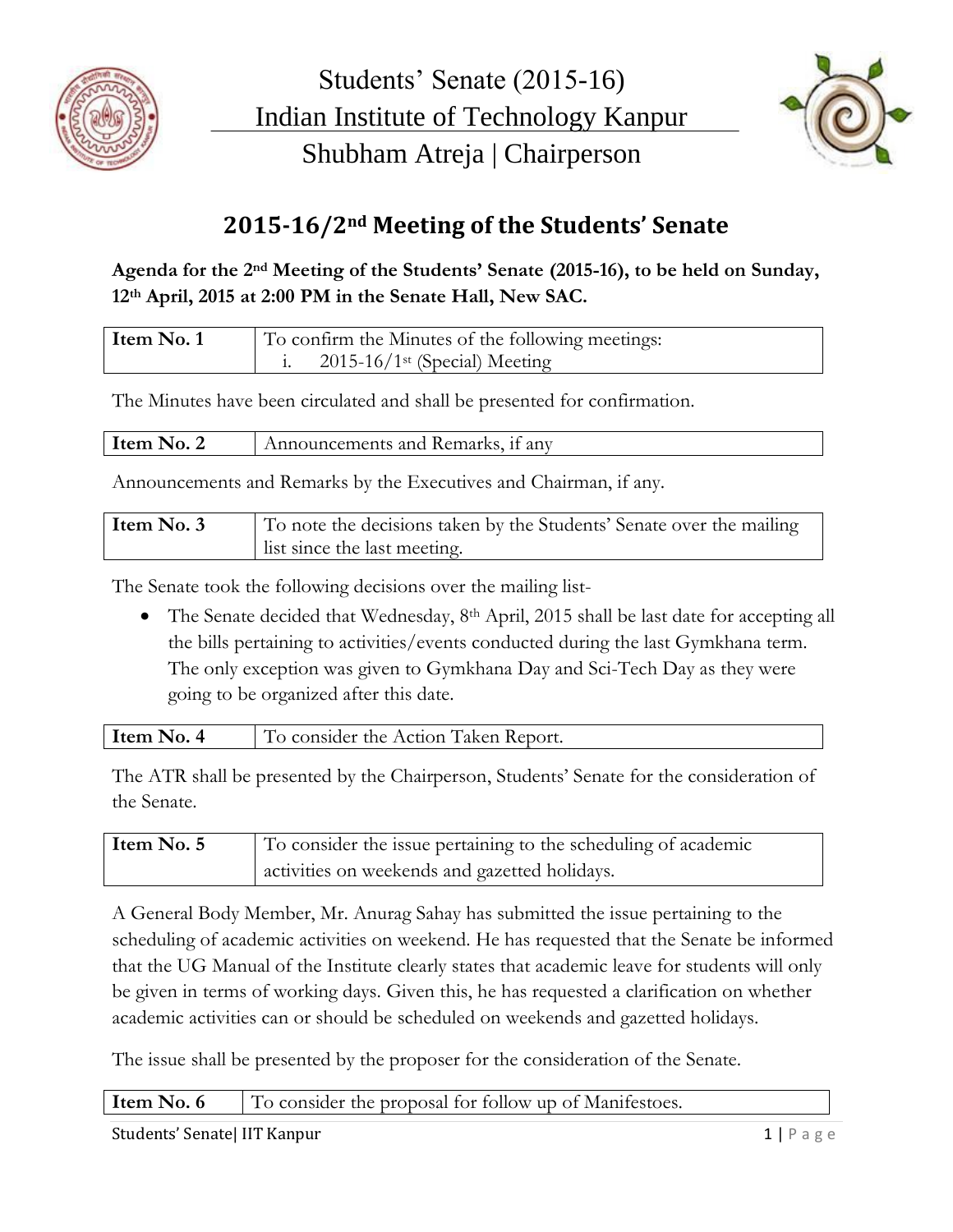# Students' Senate (2015-16)
# Indian Institute of Technology Kanpur
# Shubham Atreja | Chairperson

## 2015-16/2nd Meeting of the Students' Senate

**Agenda for the 2nd Meeting of the Students' Senate (2015-16), to be held on Sunday, 12th April, 2015 at 2:00 PM in the Senate Hall, New SAC.**

| **Item No. 1** | To confirm the Minutes of the following meetings:<br>i. 2015-16/1st (Special) Meeting |
|---|---|

The Minutes have been circulated and shall be presented for confirmation.

| **Item No. 2** | Announcements and Remarks, if any |
|---|---|

Announcements and Remarks by the Executives and Chairman, if any.

| **Item No. 3** | To note the decisions taken by the Students' Senate over the mailing list since the last meeting. |
|---|---|

The Senate took the following decisions over the mailing list-

- The Senate decided that Wednesday, 8th April, 2015 shall be last date for accepting all the bills pertaining to activities/events conducted during the last Gymkhana term. The only exception was given to Gymkhana Day and Sci-Tech Day as they were going to be organized after this date.

| **Item No. 4** | To consider the Action Taken Report. |
|---|---|

The ATR shall be presented by the Chairperson, Students' Senate for the consideration of the Senate.

| **Item No. 5** | To consider the issue pertaining to the scheduling of academic activities on weekends and gazetted holidays. |
|---|---|

A General Body Member, Mr. Anurag Sahay has submitted the issue pertaining to the scheduling of academic activities on weekend. He has requested that the Senate be informed that the UG Manual of the Institute clearly states that academic leave for students will only be given in terms of working days. Given this, he has requested a clarification on whether academic activities can or should be scheduled on weekends and gazetted holidays.

The issue shall be presented by the proposer for the consideration of the Senate.

| **Item No. 6** | To consider the proposal for follow up of Manifestoes. |
|---|---|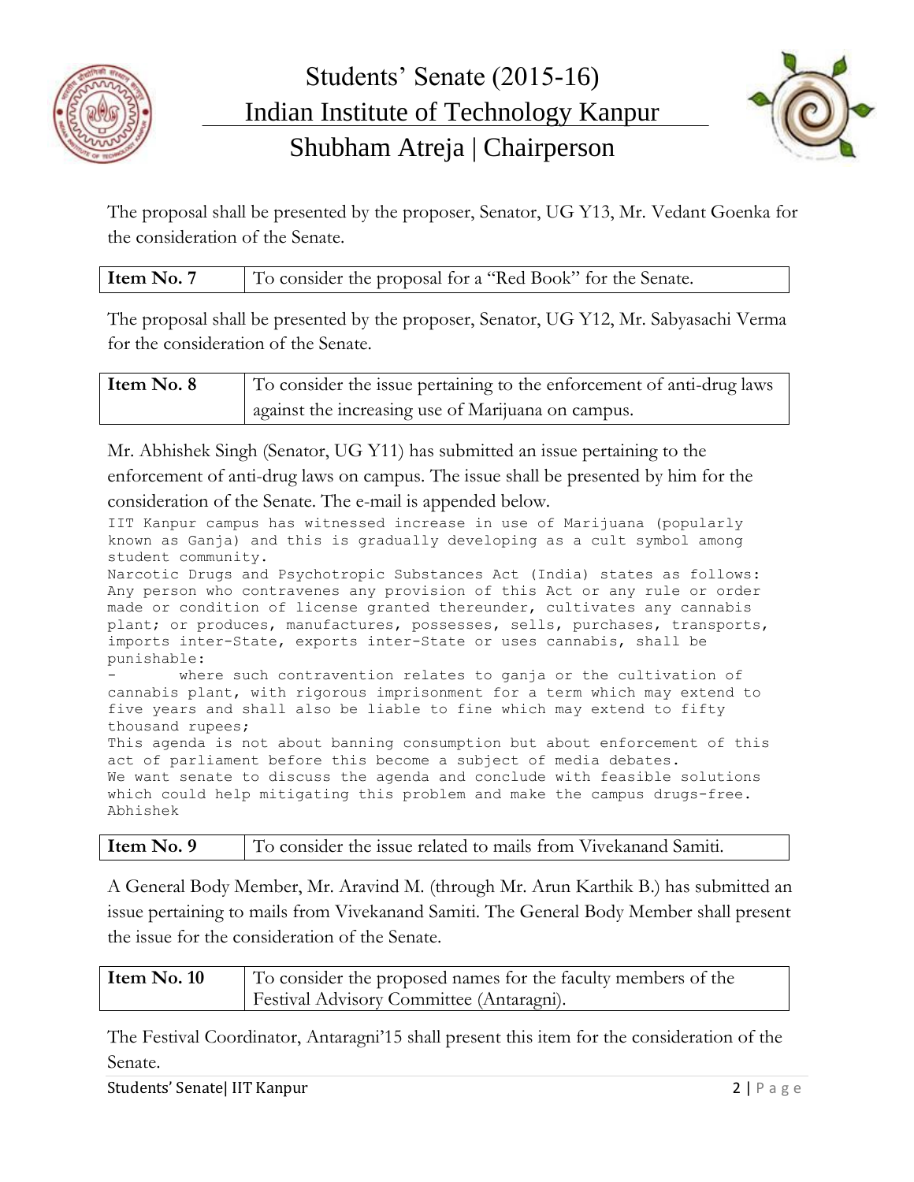The proposal shall be presented by the proposer, Senator, UG Y13, Mr. Vedant Goenka for the consideration of the Senate.

| **Item No. 7** | To consider the proposal for a "Red Book" for the Senate. |
|---|---|

The proposal shall be presented by the proposer, Senator, UG Y12, Mr. Sabyasachi Verma for the consideration of the Senate.

| **Item No. 8** | To consider the issue pertaining to the enforcement of anti-drug laws against the increasing use of Marijuana on campus. |
|---|---|

Mr. Abhishek Singh (Senator, UG Y11) has submitted an issue pertaining to the enforcement of anti-drug laws on campus. The issue shall be presented by him for the consideration of the Senate. The e-mail is appended below.

```
IIT Kanpur campus has witnessed increase in use of Marijuana (popularly
known as Ganja) and this is gradually developing as a cult symbol among
student community.
Narcotic Drugs and Psychotropic Substances Act (India) states as follows:
Any person who contravenes any provision of this Act or any rule or order
made or condition of license granted thereunder, cultivates any cannabis
plant; or produces, manufactures, possesses, sells, purchases, transports,
imports inter-State, exports inter-State or uses cannabis, shall be
punishable:
-       where such contravention relates to ganja or the cultivation of
cannabis plant, with rigorous imprisonment for a term which may extend to
five years and shall also be liable to fine which may extend to fifty
thousand rupees;
This agenda is not about banning consumption but about enforcement of this
act of parliament before this become a subject of media debates.
We want senate to discuss the agenda and conclude with feasible solutions
which could help mitigating this problem and make the campus drugs-free.
Abhishek
```

| **Item No. 9** | To consider the issue related to mails from Vivekanand Samiti. |
|---|---|

A General Body Member, Mr. Aravind M. (through Mr. Arun Karthik B.) has submitted an issue pertaining to mails from Vivekanand Samiti. The General Body Member shall present the issue for the consideration of the Senate.

| **Item No. 10** | To consider the proposed names for the faculty members of the Festival Advisory Committee (Antaragni). |
|---|---|

The Festival Coordinator, Antaragni'15 shall present this item for the consideration of the Senate.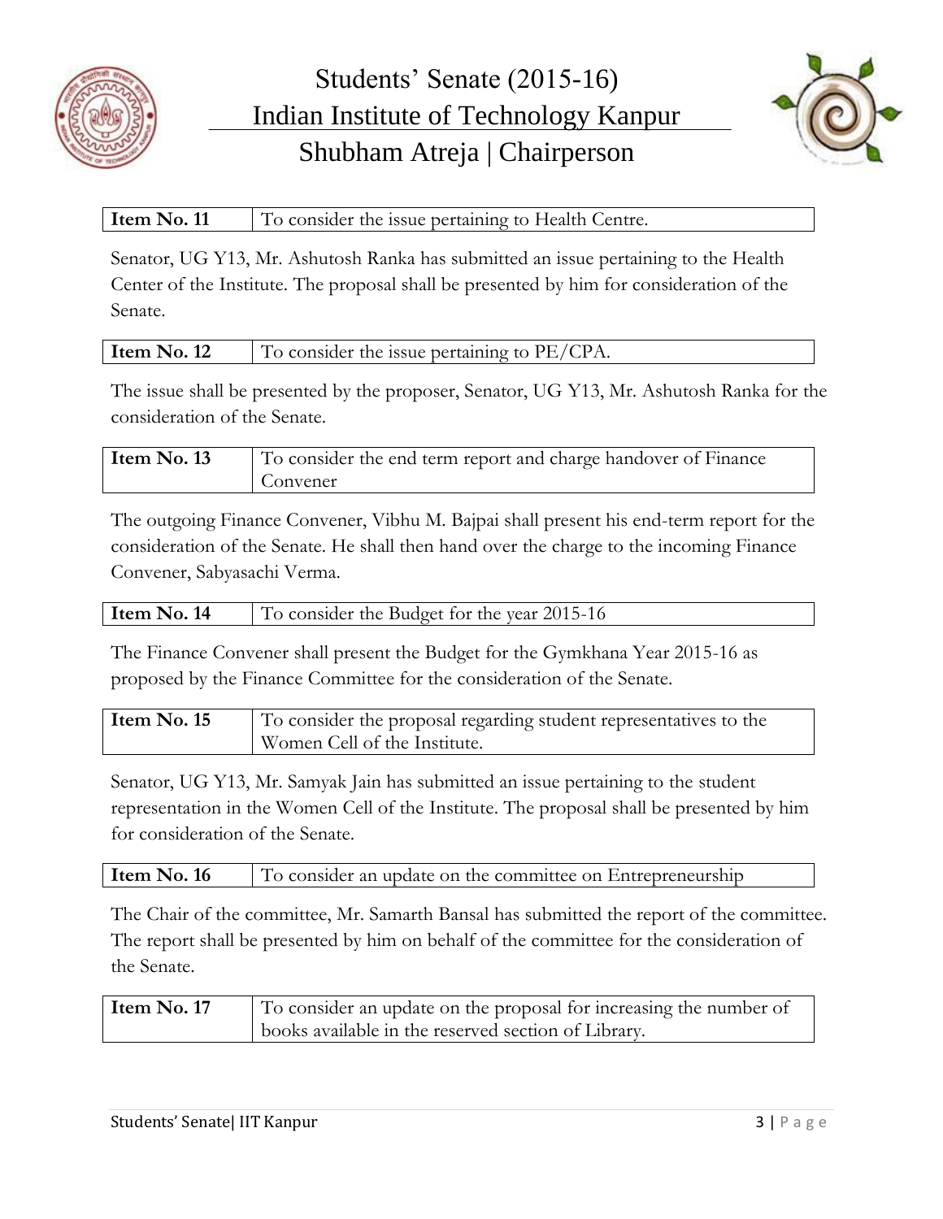| Item No. 11 | To consider the issue pertaining to Health Centre. |
|---|---|

Senator, UG Y13, Mr. Ashutosh Ranka has submitted an issue pertaining to the Health Center of the Institute. The proposal shall be presented by him for consideration of the Senate.

| Item No. 12 | To consider the issue pertaining to PE/CPA. |
|---|---|

The issue shall be presented by the proposer, Senator, UG Y13, Mr. Ashutosh Ranka for the consideration of the Senate.

| Item No. 13 | To consider the end term report and charge handover of Finance Convener |
|---|---|

The outgoing Finance Convener, Vibhu M. Bajpai shall present his end-term report for the consideration of the Senate. He shall then hand over the charge to the incoming Finance Convener, Sabyasachi Verma.

| Item No. 14 | To consider the Budget for the year 2015-16 |
|---|---|

The Finance Convener shall present the Budget for the Gymkhana Year 2015-16 as proposed by the Finance Committee for the consideration of the Senate.

| Item No. 15 | To consider the proposal regarding student representatives to the Women Cell of the Institute. |
|---|---|

Senator, UG Y13, Mr. Samyak Jain has submitted an issue pertaining to the student representation in the Women Cell of the Institute. The proposal shall be presented by him for consideration of the Senate.

| Item No. 16 | To consider an update on the committee on Entrepreneurship |
|---|---|

The Chair of the committee, Mr. Samarth Bansal has submitted the report of the committee. The report shall be presented by him on behalf of the committee for the consideration of the Senate.

| Item No. 17 | To consider an update on the proposal for increasing the number of books available in the reserved section of Library. |
|---|---|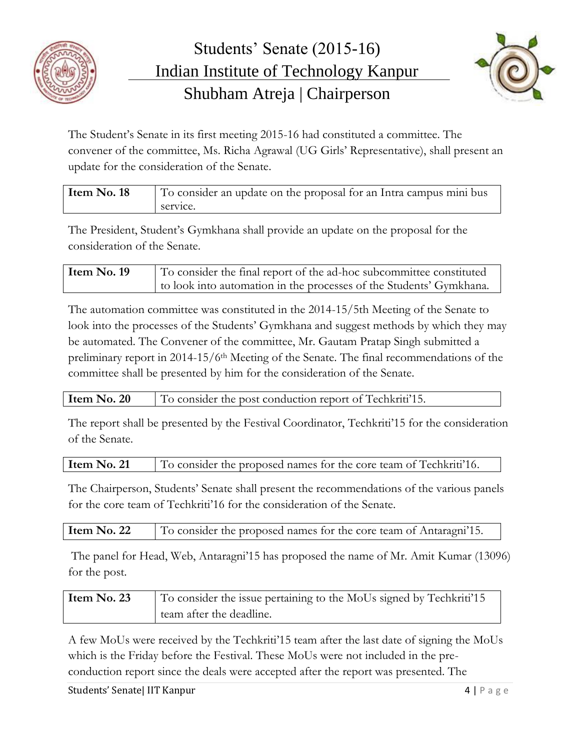The Student's Senate in its first meeting 2015-16 had constituted a committee. The convener of the committee, Ms. Richa Agrawal (UG Girls' Representative), shall present an update for the consideration of the Senate.

| **Item No. 18** | To consider an update on the proposal for an Intra campus mini bus service. |
|---|---|

The President, Student's Gymkhana shall provide an update on the proposal for the consideration of the Senate.

| **Item No. 19** | To consider the final report of the ad-hoc subcommittee constituted to look into automation in the processes of the Students' Gymkhana. |
|---|---|

The automation committee was constituted in the 2014-15/5th Meeting of the Senate to look into the processes of the Students' Gymkhana and suggest methods by which they may be automated. The Convener of the committee, Mr. Gautam Pratap Singh submitted a preliminary report in 2014-15/6th Meeting of the Senate. The final recommendations of the committee shall be presented by him for the consideration of the Senate.

| **Item No. 20** | To consider the post conduction report of Techkriti'15. |
|---|---|

The report shall be presented by the Festival Coordinator, Techkriti'15 for the consideration of the Senate.

| **Item No. 21** | To consider the proposed names for the core team of Techkriti'16. |
|---|---|

The Chairperson, Students' Senate shall present the recommendations of the various panels for the core team of Techkriti'16 for the consideration of the Senate.

| **Item No. 22** | To consider the proposed names for the core team of Antaragni'15. |
|---|---|

The panel for Head, Web, Antaragni'15 has proposed the name of Mr. Amit Kumar (13096) for the post.

| **Item No. 23** | To consider the issue pertaining to the MoUs signed by Techkriti'15 team after the deadline. |
|---|---|

A few MoUs were received by the Techkriti'15 team after the last date of signing the MoUs which is the Friday before the Festival. These MoUs were not included in the pre-conduction report since the deals were accepted after the report was presented. The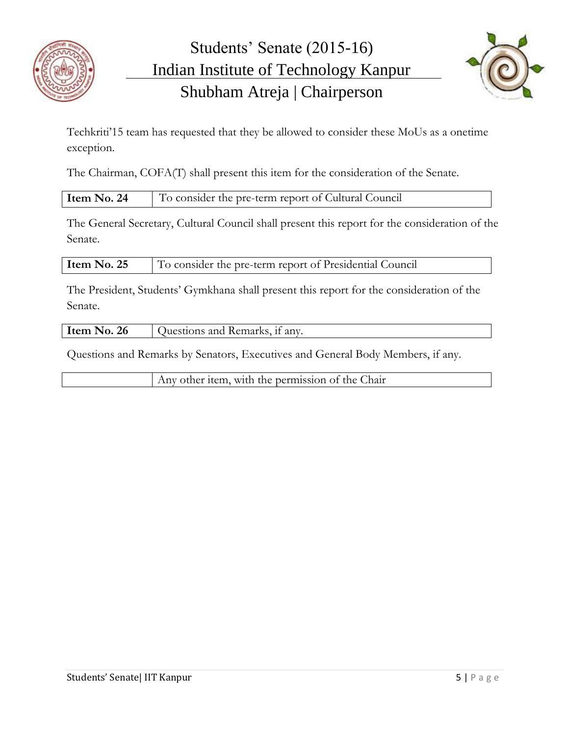Techkriti'15 team has requested that they be allowed to consider these MoUs as a onetime exception.

The Chairman, COFA(T) shall present this item for the consideration of the Senate.

| | |
|---|---|
| **Item No. 24** | To consider the pre-term report of Cultural Council |

The General Secretary, Cultural Council shall present this report for the consideration of the Senate.

| | |
|---|---|
| **Item No. 25** | To consider the pre-term report of Presidential Council |

The President, Students' Gymkhana shall present this report for the consideration of the Senate.

| | |
|---|---|
| **Item No. 26** | Questions and Remarks, if any. |

Questions and Remarks by Senators, Executives and General Body Members, if any.

| | |
|---|---|
| | Any other item, with the permission of the Chair |